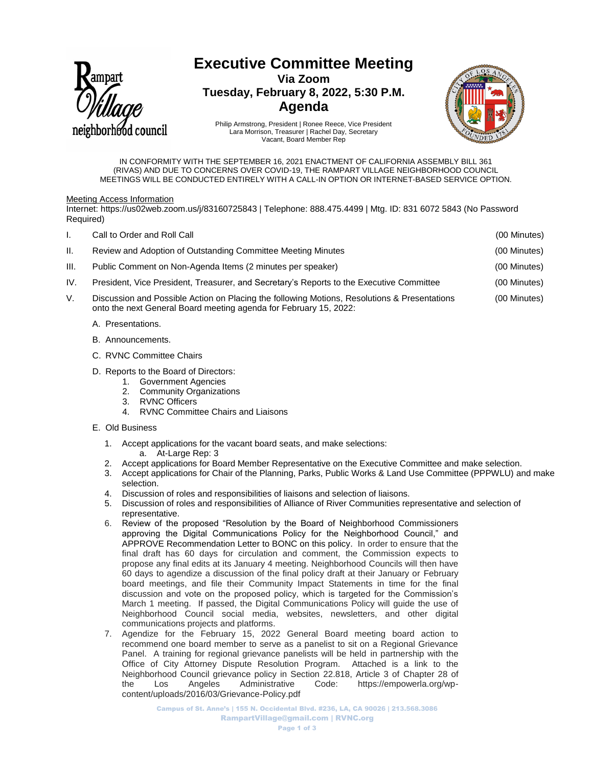# Executive Committee Meeting

**Via Zoom**
**Tuesday, February 8, 2022, 5:30 P.M.**
**Agenda**

Philip Armstrong, President | Ronee Reece, Vice President
Lara Morrison, Treasurer | Rachel Day, Secretary
Vacant, Board Member Rep

IN CONFORMITY WITH THE SEPTEMBER 16, 2021 ENACTMENT OF CALIFORNIA ASSEMBLY BILL 361 (RIVAS) AND DUE TO CONCERNS OVER COVID-19, THE RAMPART VILLAGE NEIGHBORHOOD COUNCIL MEETINGS WILL BE CONDUCTED ENTIRELY WITH A CALL-IN OPTION OR INTERNET-BASED SERVICE OPTION.

Meeting Access Information

Internet: https://us02web.zoom.us/j/83160725843 | Telephone: 888.475.4499 | Mtg. ID: 831 6072 5843 (No Password Required)

| | | |
|---|---|---|
| I. | Call to Order and Roll Call | (00 Minutes) |
| II. | Review and Adoption of Outstanding Committee Meeting Minutes | (00 Minutes) |
| III. | Public Comment on Non-Agenda Items (2 minutes per speaker) | (00 Minutes) |
| IV. | President, Vice President, Treasurer, and Secretary's Reports to the Executive Committee | (00 Minutes) |
| V. | Discussion and Possible Action on Placing the following Motions, Resolutions & Presentations onto the next General Board meeting agenda for February 15, 2022: | (00 Minutes) |

A. Presentations.

B. Announcements.

C. RVNC Committee Chairs

D. Reports to the Board of Directors:
   1. Government Agencies
   2. Community Organizations
   3. RVNC Officers
   4. RVNC Committee Chairs and Liaisons

E. Old Business

1. Accept applications for the vacant board seats, and make selections:
   a. At-Large Rep: 3
2. Accept applications for Board Member Representative on the Executive Committee and make selection.
3. Accept applications for Chair of the Planning, Parks, Public Works & Land Use Committee (PPPWLU) and make selection.
4. Discussion of roles and responsibilities of liaisons and selection of liaisons.
5. Discussion of roles and responsibilities of Alliance of River Communities representative and selection of representative.
6. Review of the proposed "Resolution by the Board of Neighborhood Commissioners approving the Digital Communications Policy for the Neighborhood Council," and APPROVE Recommendation Letter to BONC on this policy. In order to ensure that the final draft has 60 days for circulation and comment, the Commission expects to propose any final edits at its January 4 meeting. Neighborhood Councils will then have 60 days to agendize a discussion of the final policy draft at their January or February board meetings, and file their Community Impact Statements in time for the final discussion and vote on the proposed policy, which is targeted for the Commission's March 1 meeting. If passed, the Digital Communications Policy will guide the use of Neighborhood Council social media, websites, newsletters, and other digital communications projects and platforms.
7. Agendize for the February 15, 2022 General Board meeting board action to recommend one board member to serve as a panelist to sit on a Regional Grievance Panel. A training for regional grievance panelists will be held in partnership with the Office of City Attorney Dispute Resolution Program. Attached is a link to the Neighborhood Council grievance policy in Section 22.818, Article 3 of Chapter 28 of the Los Angeles Administrative Code: https://empowerla.org/wp-content/uploads/2016/03/Grievance-Policy.pdf

Campus of St. Anne's | 155 N. Occidental Blvd. #236, LA, CA 90026 | 213.568.3086
RampartVillage@gmail.com | RVNC.org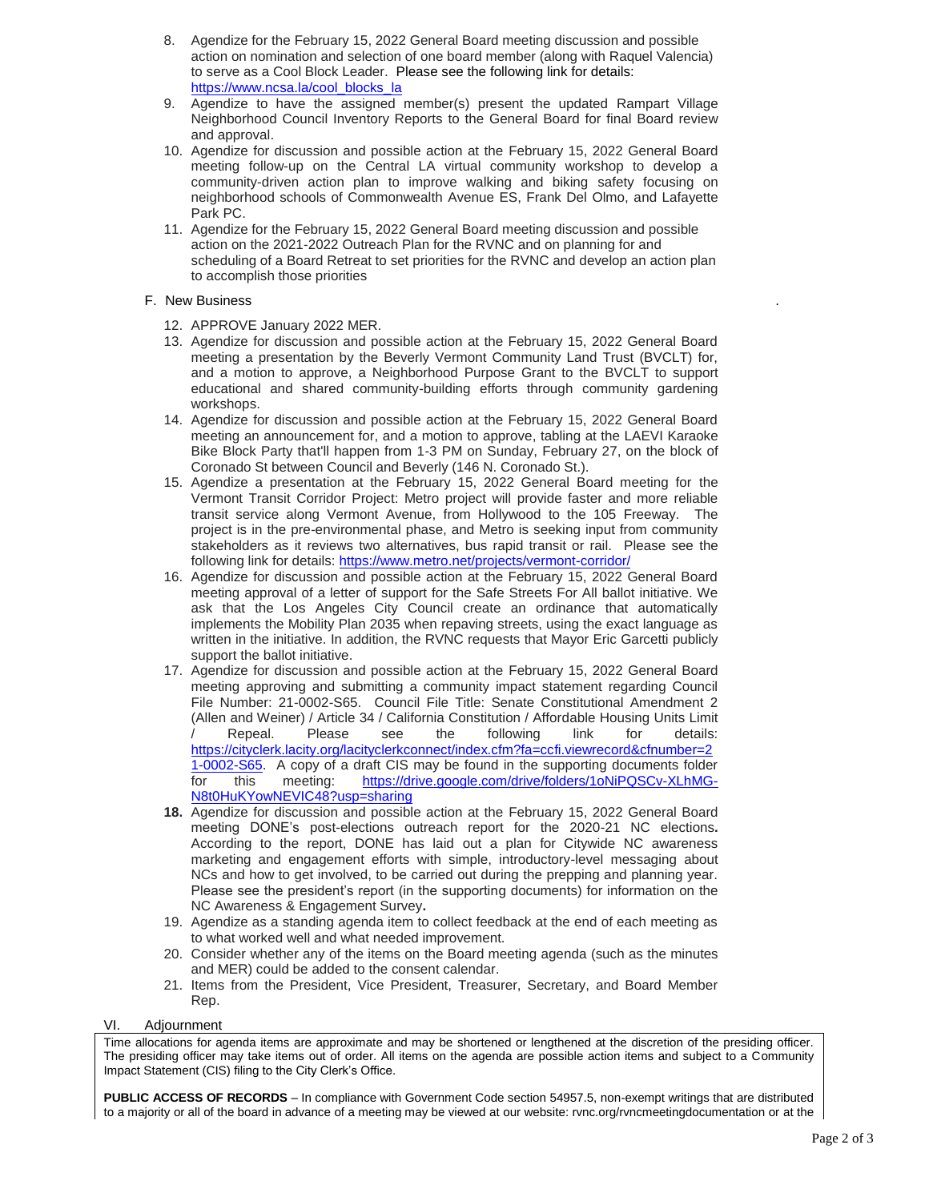8. Agendize for the February 15, 2022 General Board meeting discussion and possible action on nomination and selection of one board member (along with Raquel Valencia) to serve as a Cool Block Leader. Please see the following link for details: https://www.ncsa.la/cool_blocks_la
9. Agendize to have the assigned member(s) present the updated Rampart Village Neighborhood Council Inventory Reports to the General Board for final Board review and approval.
10. Agendize for discussion and possible action at the February 15, 2022 General Board meeting follow-up on the Central LA virtual community workshop to develop a community-driven action plan to improve walking and biking safety focusing on neighborhood schools of Commonwealth Avenue ES, Frank Del Olmo, and Lafayette Park PC.
11. Agendize for the February 15, 2022 General Board meeting discussion and possible action on the 2021-2022 Outreach Plan for the RVNC and on planning for and scheduling of a Board Retreat to set priorities for the RVNC and develop an action plan to accomplish those priorities

F. New Business

12. APPROVE January 2022 MER.
13. Agendize for discussion and possible action at the February 15, 2022 General Board meeting a presentation by the Beverly Vermont Community Land Trust (BVCLT) for, and a motion to approve, a Neighborhood Purpose Grant to the BVCLT to support educational and shared community-building efforts through community gardening workshops.
14. Agendize for discussion and possible action at the February 15, 2022 General Board meeting an announcement for, and a motion to approve, tabling at the LAEVI Karaoke Bike Block Party that'll happen from 1-3 PM on Sunday, February 27, on the block of Coronado St between Council and Beverly (146 N. Coronado St.).
15. Agendize a presentation at the February 15, 2022 General Board meeting for the Vermont Transit Corridor Project: Metro project will provide faster and more reliable transit service along Vermont Avenue, from Hollywood to the 105 Freeway. The project is in the pre-environmental phase, and Metro is seeking input from community stakeholders as it reviews two alternatives, bus rapid transit or rail. Please see the following link for details: https://www.metro.net/projects/vermont-corridor/
16. Agendize for discussion and possible action at the February 15, 2022 General Board meeting approval of a letter of support for the Safe Streets For All ballot initiative. We ask that the Los Angeles City Council create an ordinance that automatically implements the Mobility Plan 2035 when repaving streets, using the exact language as written in the initiative. In addition, the RVNC requests that Mayor Eric Garcetti publicly support the ballot initiative.
17. Agendize for discussion and possible action at the February 15, 2022 General Board meeting approving and submitting a community impact statement regarding Council File Number: 21-0002-S65. Council File Title: Senate Constitutional Amendment 2 (Allen and Weiner) / Article 34 / California Constitution / Affordable Housing Units Limit / Repeal. Please see the following link for details: https://cityclerk.lacity.org/lacityclerkconnect/index.cfm?fa=ccfi.viewrecord&cfnumber=21-0002-S65. A copy of a draft CIS may be found in the supporting documents folder for this meeting: https://drive.google.com/drive/folders/1oNiPQSCv-XLhMG-N8t0HuKYowNEVIC48?usp=sharing
18. Agendize for discussion and possible action at the February 15, 2022 General Board meeting DONE's post-elections outreach report for the 2020-21 NC elections**.** According to the report, DONE has laid out a plan for Citywide NC awareness marketing and engagement efforts with simple, introductory-level messaging about NCs and how to get involved, to be carried out during the prepping and planning year. Please see the president's report (in the supporting documents) for information on the NC Awareness & Engagement Survey**.**
19. Agendize as a standing agenda item to collect feedback at the end of each meeting as to what worked well and what needed improvement.
20. Consider whether any of the items on the Board meeting agenda (such as the minutes and MER) could be added to the consent calendar.
21. Items from the President, Vice President, Treasurer, Secretary, and Board Member Rep.

VI. Adjournment

Time allocations for agenda items are approximate and may be shortened or lengthened at the discretion of the presiding officer. The presiding officer may take items out of order. All items on the agenda are possible action items and subject to a Community Impact Statement (CIS) filing to the City Clerk's Office.

**PUBLIC ACCESS OF RECORDS** – In compliance with Government Code section 54957.5, non-exempt writings that are distributed to a majority or all of the board in advance of a meeting may be viewed at our website: rvnc.org/rvncmeetingdocumentation or at the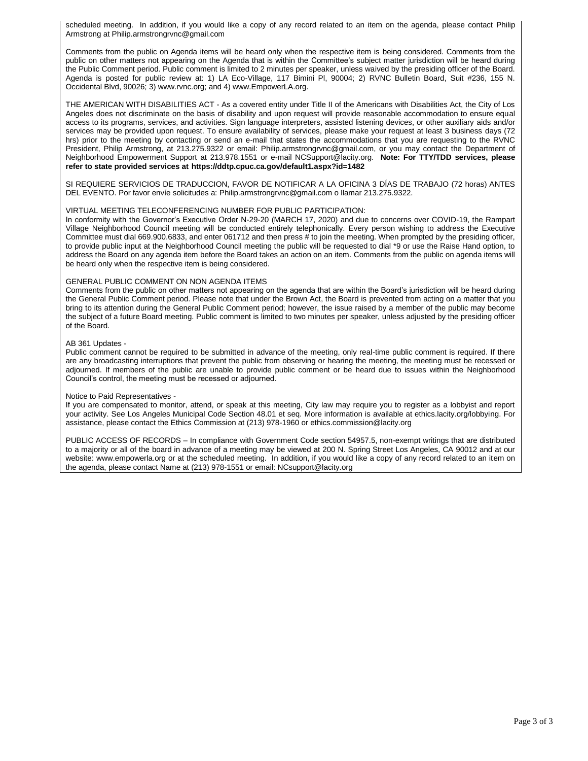scheduled meeting. In addition, if you would like a copy of any record related to an item on the agenda, please contact Philip Armstrong at Philip.armstrongrvnc@gmail.com

Comments from the public on Agenda items will be heard only when the respective item is being considered. Comments from the public on other matters not appearing on the Agenda that is within the Committee's subject matter jurisdiction will be heard during the Public Comment period. Public comment is limited to 2 minutes per speaker, unless waived by the presiding officer of the Board. Agenda is posted for public review at: 1) LA Eco-Village, 117 Bimini Pl, 90004; 2) RVNC Bulletin Board, Suit #236, 155 N. Occidental Blvd, 90026; 3) www.rvnc.org; and 4) www.EmpowerLA.org.

THE AMERICAN WITH DISABILITIES ACT - As a covered entity under Title II of the Americans with Disabilities Act, the City of Los Angeles does not discriminate on the basis of disability and upon request will provide reasonable accommodation to ensure equal access to its programs, services, and activities. Sign language interpreters, assisted listening devices, or other auxiliary aids and/or services may be provided upon request. To ensure availability of services, please make your request at least 3 business days (72 hrs) prior to the meeting by contacting or send an e-mail that states the accommodations that you are requesting to the RVNC President, Philip Armstrong, at 213.275.9322 or email: Philip.armstrongrvnc@gmail.com, or you may contact the Department of Neighborhood Empowerment Support at 213.978.1551 or e-mail NCSupport@lacity.org. **Note: For TTY/TDD services, please refer to state provided services at https://ddtp.cpuc.ca.gov/default1.aspx?id=1482**

SI REQUIERE SERVICIOS DE TRADUCCION, FAVOR DE NOTIFICAR A LA OFICINA 3 DÍAS DE TRABAJO (72 horas) ANTES DEL EVENTO. Por favor envíe solicitudes a: Philip.armstrongrvnc@gmail.com o llamar 213.275.9322.

VIRTUAL MEETING TELECONFERENCING NUMBER FOR PUBLIC PARTICIPATION:
In conformity with the Governor's Executive Order N-29-20 (MARCH 17, 2020) and due to concerns over COVID-19, the Rampart Village Neighborhood Council meeting will be conducted entirely telephonically. Every person wishing to address the Executive Committee must dial 669.900.6833, and enter 061712 and then press # to join the meeting. When prompted by the presiding officer, to provide public input at the Neighborhood Council meeting the public will be requested to dial *9 or use the Raise Hand option, to address the Board on any agenda item before the Board takes an action on an item. Comments from the public on agenda items will be heard only when the respective item is being considered.

GENERAL PUBLIC COMMENT ON NON AGENDA ITEMS
Comments from the public on other matters not appearing on the agenda that are within the Board's jurisdiction will be heard during the General Public Comment period. Please note that under the Brown Act, the Board is prevented from acting on a matter that you bring to its attention during the General Public Comment period; however, the issue raised by a member of the public may become the subject of a future Board meeting. Public comment is limited to two minutes per speaker, unless adjusted by the presiding officer of the Board.

AB 361 Updates -
Public comment cannot be required to be submitted in advance of the meeting, only real-time public comment is required. If there are any broadcasting interruptions that prevent the public from observing or hearing the meeting, the meeting must be recessed or adjourned. If members of the public are unable to provide public comment or be heard due to issues within the Neighborhood Council's control, the meeting must be recessed or adjourned.

Notice to Paid Representatives -
If you are compensated to monitor, attend, or speak at this meeting, City law may require you to register as a lobbyist and report your activity. See Los Angeles Municipal Code Section 48.01 et seq. More information is available at ethics.lacity.org/lobbying. For assistance, please contact the Ethics Commission at (213) 978-1960 or ethics.commission@lacity.org

PUBLIC ACCESS OF RECORDS – In compliance with Government Code section 54957.5, non-exempt writings that are distributed to a majority or all of the board in advance of a meeting may be viewed at 200 N. Spring Street Los Angeles, CA 90012 and at our website: www.empowerla.org or at the scheduled meeting. In addition, if you would like a copy of any record related to an item on the agenda, please contact Name at (213) 978-1551 or email: NCsupport@lacity.org